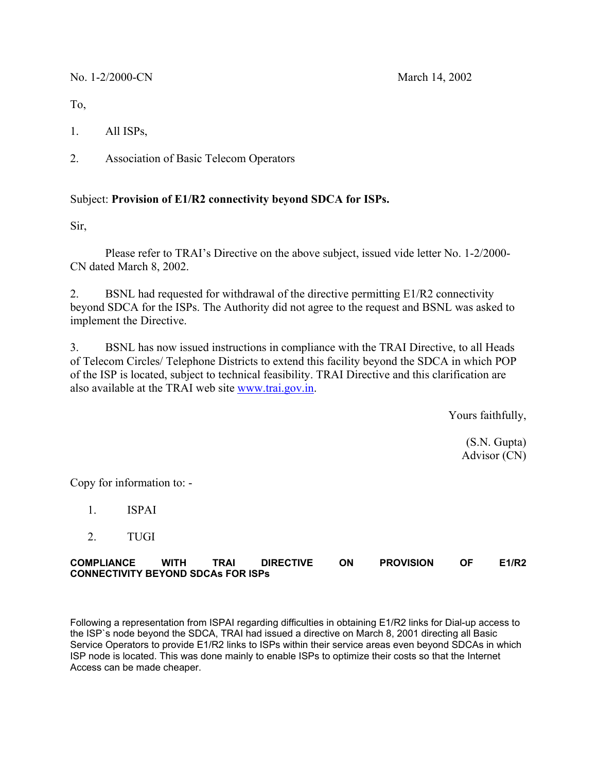No. 1-2/2000-CN March 14, 2002

To,

1. All ISPs,

2. Association of Basic Telecom Operators

Subject: **Provision of E1/R2 connectivity beyond SDCA for ISPs.**

Sir,

Please refer to TRAI's Directive on the above subject, issued vide letter No. 1-2/2000-CN dated March 8, 2002.

2. BSNL had requested for withdrawal of the directive permitting E1/R2 connectivity beyond SDCA for the ISPs. The Authority did not agree to the request and BSNL was asked to implement the Directive.

3. BSNL has now issued instructions in compliance with the TRAI Directive, to all Heads of Telecom Circles/ Telephone Districts to extend this facility beyond the SDCA in which POP of the ISP is located, subject to technical feasibility. TRAI Directive and this clarification are also available at the TRAI web site www.trai.gov.in.

Yours faithfully,

(S.N. Gupta)
Advisor (CN)

Copy for information to: -

1. ISPAI

2. TUGI

**COMPLIANCE WITH TRAI DIRECTIVE ON PROVISION OF E1/R2 CONNECTIVITY BEYOND SDCAs FOR ISPs**

Following a representation from ISPAI regarding difficulties in obtaining E1/R2 links for Dial-up access to the ISP`s node beyond the SDCA, TRAI had issued a directive on March 8, 2001 directing all Basic Service Operators to provide E1/R2 links to ISPs within their service areas even beyond SDCAs in which ISP node is located. This was done mainly to enable ISPs to optimize their costs so that the Internet Access can be made cheaper.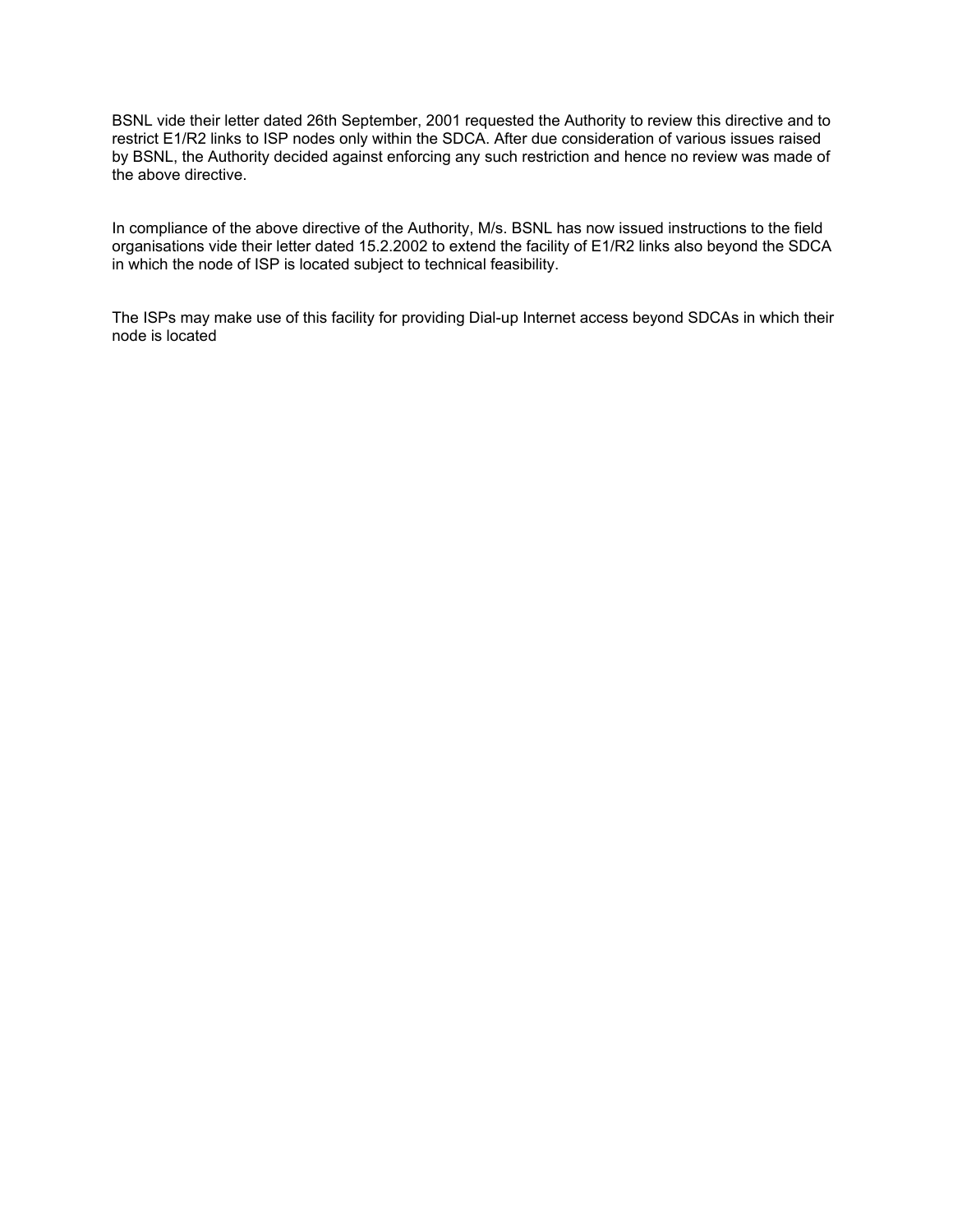BSNL vide their letter dated 26th September, 2001 requested the Authority to review this directive and to restrict E1/R2 links to ISP nodes only within the SDCA. After due consideration of various issues raised by BSNL, the Authority decided against enforcing any such restriction and hence no review was made of the above directive.

In compliance of the above directive of the Authority, M/s. BSNL has now issued instructions to the field organisations vide their letter dated 15.2.2002 to extend the facility of E1/R2 links also beyond the SDCA in which the node of ISP is located subject to technical feasibility.

The ISPs may make use of this facility for providing Dial-up Internet access beyond SDCAs in which their node is located